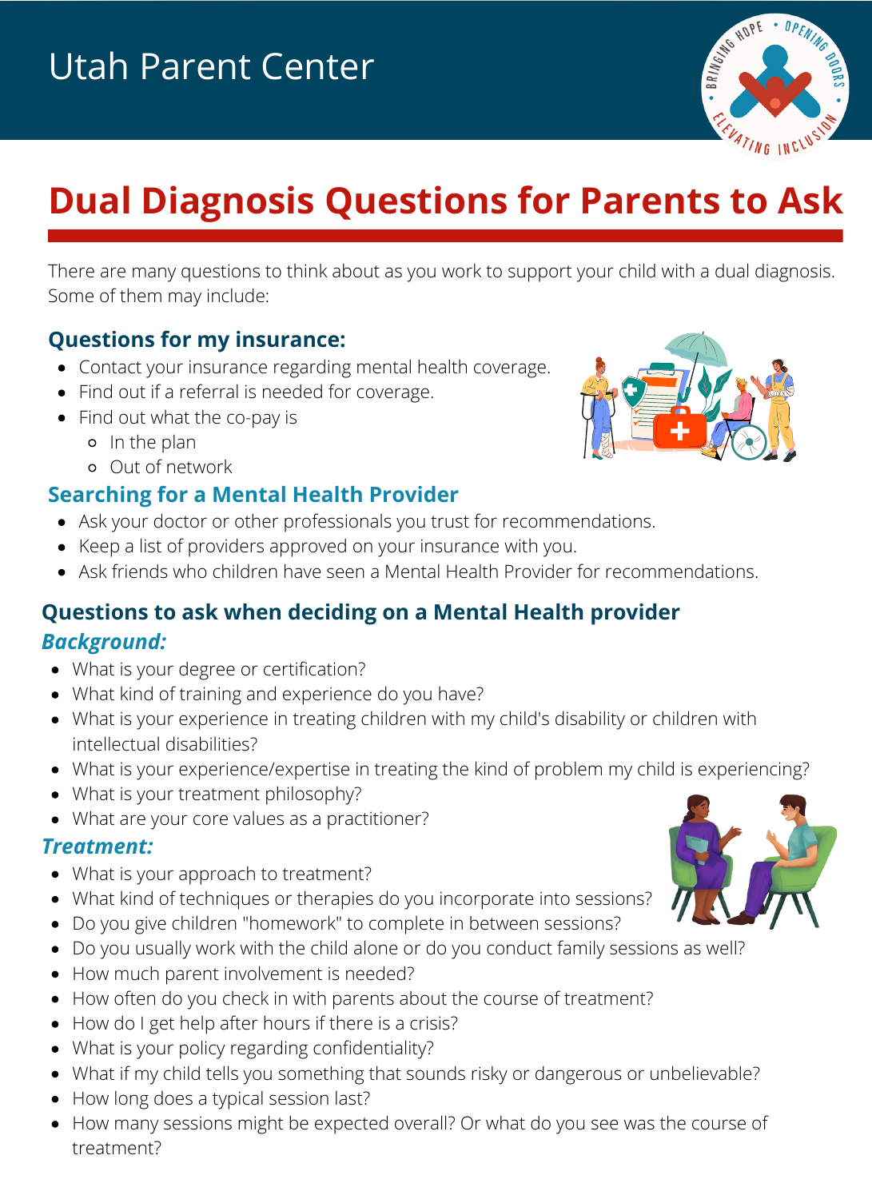Utah Parent Center

# Dual Diagnosis Questions for Parents to Ask

There are many questions to think about as you work to support your child with a dual diagnosis. Some of them may include:

## Questions for my insurance:

- Contact your insurance regarding mental health coverage.
- Find out if a referral is needed for coverage.
- Find out what the co-pay is
  - In the plan
  - Out of network

## Searching for a Mental Health Provider

- Ask your doctor or other professionals you trust for recommendations.
- Keep a list of providers approved on your insurance with you.
- Ask friends who children have seen a Mental Health Provider for recommendations.

## Questions to ask when deciding on a Mental Health provider

### *Background:*

- What is your degree or certification?
- What kind of training and experience do you have?
- What is your experience in treating children with my child's disability or children with intellectual disabilities?
- What is your experience/expertise in treating the kind of problem my child is experiencing?
- What is your treatment philosophy?
- What are your core values as a practitioner?

### *Treatment:*

- What is your approach to treatment?
- What kind of techniques or therapies do you incorporate into sessions?
- Do you give children "homework" to complete in between sessions?
- Do you usually work with the child alone or do you conduct family sessions as well?
- How much parent involvement is needed?
- How often do you check in with parents about the course of treatment?
- How do I get help after hours if there is a crisis?
- What is your policy regarding confidentiality?
- What if my child tells you something that sounds risky or dangerous or unbelievable?
- How long does a typical session last?
- How many sessions might be expected overall? Or what do you see was the course of treatment?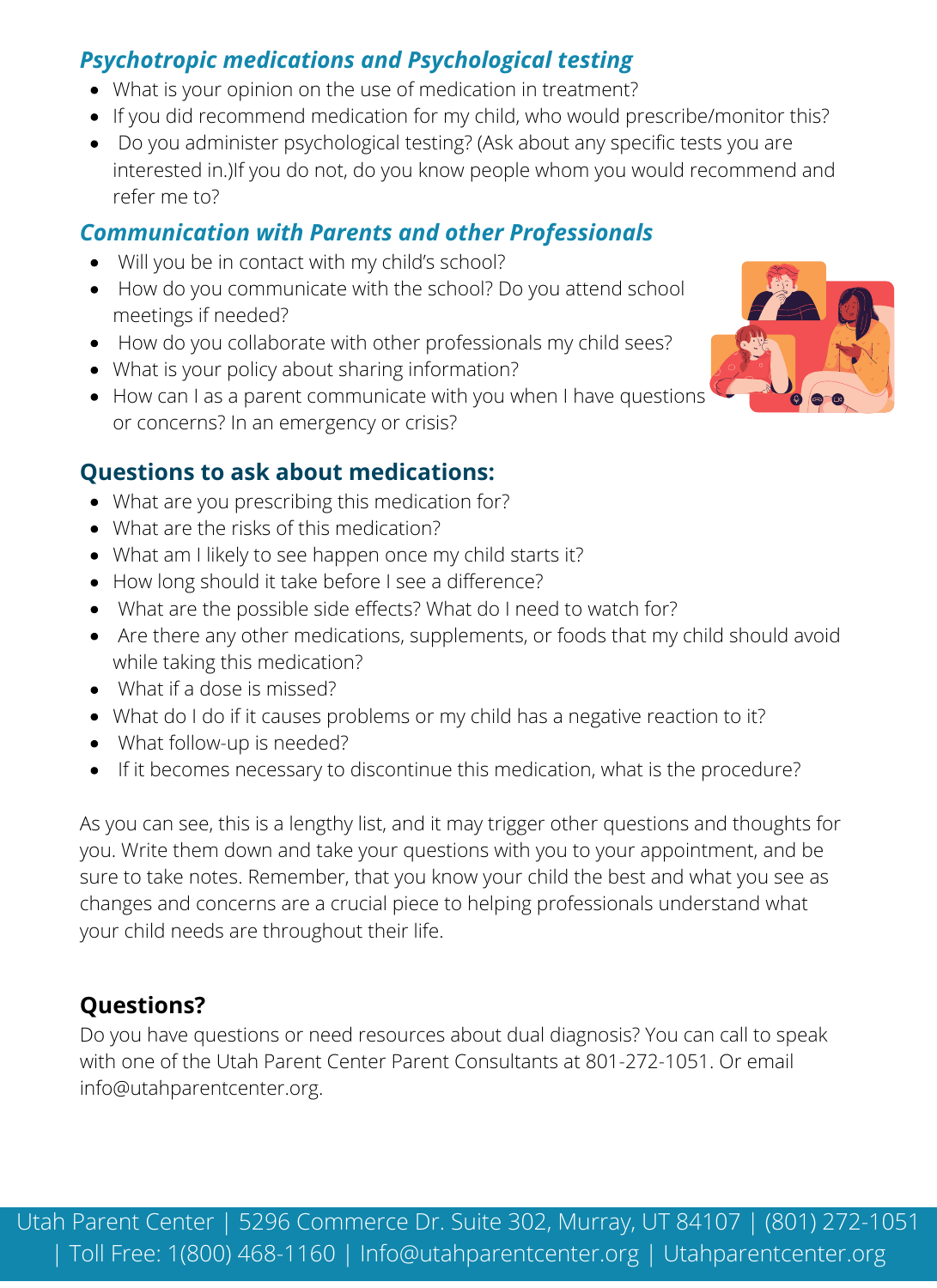### *Psychotropic medications and Psychological testing*

- What is your opinion on the use of medication in treatment?
- If you did recommend medication for my child, who would prescribe/monitor this?
- Do you administer psychological testing? (Ask about any specific tests you are interested in.)If you do not, do you know people whom you would recommend and refer me to?

### *Communication with Parents and other Professionals*

- Will you be in contact with my child's school?
- How do you communicate with the school? Do you attend school meetings if needed?
- How do you collaborate with other professionals my child sees?
- What is your policy about sharing information?
- How can I as a parent communicate with you when I have questions or concerns? In an emergency or crisis?

### Questions to ask about medications:

- What are you prescribing this medication for?
- What are the risks of this medication?
- What am I likely to see happen once my child starts it?
- How long should it take before I see a difference?
- What are the possible side effects? What do I need to watch for?
- Are there any other medications, supplements, or foods that my child should avoid while taking this medication?
- What if a dose is missed?
- What do I do if it causes problems or my child has a negative reaction to it?
- What follow-up is needed?
- If it becomes necessary to discontinue this medication, what is the procedure?

As you can see, this is a lengthy list, and it may trigger other questions and thoughts for you. Write them down and take your questions with you to your appointment, and be sure to take notes. Remember, that you know your child the best and what you see as changes and concerns are a crucial piece to helping professionals understand what your child needs are throughout their life.

### Questions?

Do you have questions or need resources about dual diagnosis? You can call to speak with one of the Utah Parent Center Parent Consultants at 801-272-1051. Or email info@utahparentcenter.org.

Utah Parent Center | 5296 Commerce Dr. Suite 302, Murray, UT 84107 | (801) 272-1051 | Toll Free: 1(800) 468-1160 | Info@utahparentcenter.org | Utahparentcenter.org